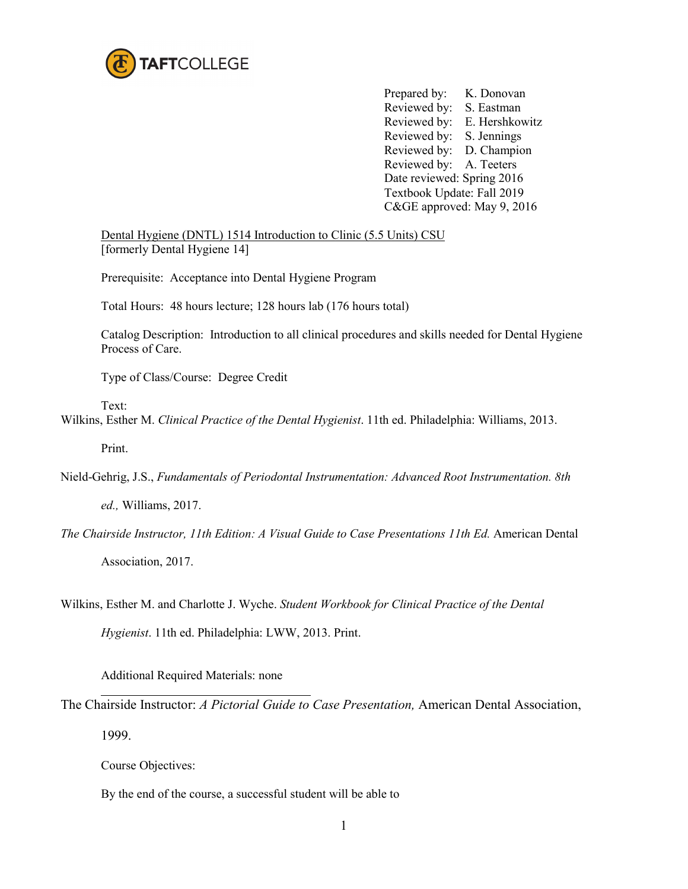TAFTCOLLEGE

Prepared by: K. Donovan
Reviewed by: S. Eastman
Reviewed by: E. Hershkowitz
Reviewed by: S. Jennings
Reviewed by: D. Champion
Reviewed by: A. Teeters
Date reviewed: Spring 2016
Textbook Update: Fall 2019
C&GE approved: May 9, 2016

Dental Hygiene (DNTL) 1514 Introduction to Clinic (5.5 Units) CSU
[formerly Dental Hygiene 14]

Prerequisite: Acceptance into Dental Hygiene Program

Total Hours: 48 hours lecture; 128 hours lab (176 hours total)

Catalog Description: Introduction to all clinical procedures and skills needed for Dental Hygiene Process of Care.

Type of Class/Course: Degree Credit

Text:

Wilkins, Esther M. *Clinical Practice of the Dental Hygienist*. 11th ed. Philadelphia: Williams, 2013. Print.

Nield-Gehrig, J.S., *Fundamentals of Periodontal Instrumentation: Advanced Root Instrumentation. 8th ed.,* Williams, 2017.

*The Chairside Instructor, 11th Edition: A Visual Guide to Case Presentations 11th Ed.* American Dental Association, 2017.

Wilkins, Esther M. and Charlotte J. Wyche. *Student Workbook for Clinical Practice of the Dental Hygienist*. 11th ed. Philadelphia: LWW, 2013. Print.

Additional Required Materials: none

---

The Chairside Instructor: *A Pictorial Guide to Case Presentation,* American Dental Association, 1999.

Course Objectives:

By the end of the course, a successful student will be able to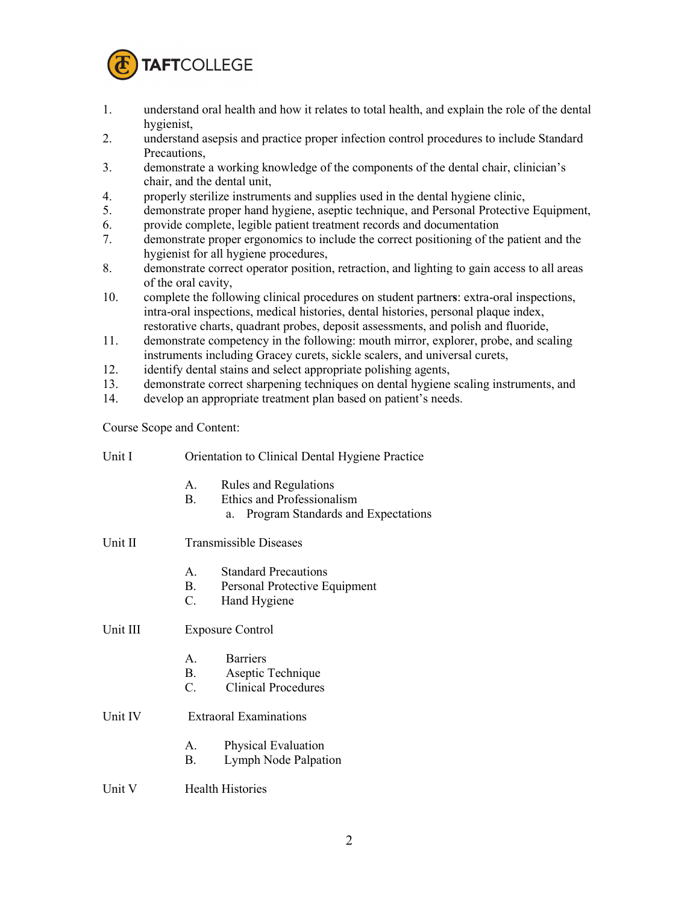1. understand oral health and how it relates to total health, and explain the role of the dental hygienist,
2. understand asepsis and practice proper infection control procedures to include Standard Precautions,
3. demonstrate a working knowledge of the components of the dental chair, clinician's chair, and the dental unit,
4. properly sterilize instruments and supplies used in the dental hygiene clinic,
5. demonstrate proper hand hygiene, aseptic technique, and Personal Protective Equipment,
6. provide complete, legible patient treatment records and documentation
7. demonstrate proper ergonomics to include the correct positioning of the patient and the hygienist for all hygiene procedures,
8. demonstrate correct operator position, retraction, and lighting to gain access to all areas of the oral cavity,

10. complete the following clinical procedures on student partner**s**: extra-oral inspections, intra-oral inspections, medical histories, dental histories, personal plaque index, restorative charts, quadrant probes, deposit assessments, and polish and fluoride,
11. demonstrate competency in the following: mouth mirror, explorer, probe, and scaling instruments including Gracey curets, sickle scalers, and universal curets,
12. identify dental stains and select appropriate polishing agents,
13. demonstrate correct sharpening techniques on dental hygiene scaling instruments, and
14. develop an appropriate treatment plan based on patient's needs.

Course Scope and Content:

Unit I Orientation to Clinical Dental Hygiene Practice

- A. Rules and Regulations
- B. Ethics and Professionalism
  - a. Program Standards and Expectations

Unit II Transmissible Diseases

- A. Standard Precautions
- B. Personal Protective Equipment
- C. Hand Hygiene

Unit III Exposure Control

- A. Barriers
- B. Aseptic Technique
- C. Clinical Procedures

Unit IV Extraoral Examinations

- A. Physical Evaluation
- B. Lymph Node Palpation

Unit V Health Histories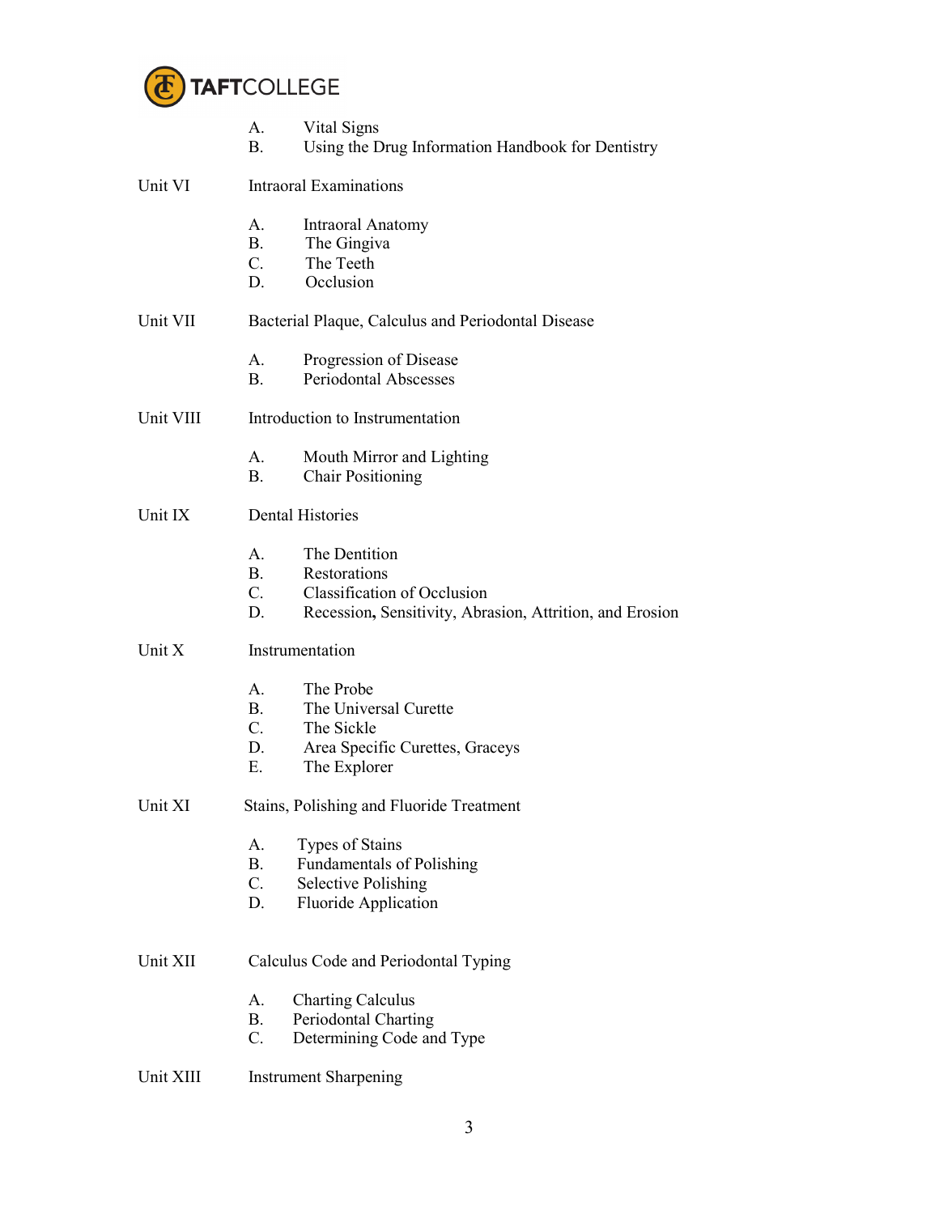A. Vital Signs
B. Using the Drug Information Handbook for Dentistry

Unit VI Intraoral Examinations

A. Intraoral Anatomy
B. The Gingiva
C. The Teeth
D. Occlusion

Unit VII Bacterial Plaque, Calculus and Periodontal Disease

A. Progression of Disease
B. Periodontal Abscesses

Unit VIII Introduction to Instrumentation

A. Mouth Mirror and Lighting
B. Chair Positioning

Unit IX Dental Histories

A. The Dentition
B. Restorations
C. Classification of Occlusion
D. Recession**,** Sensitivity, Abrasion, Attrition, and Erosion

Unit X Instrumentation

A. The Probe
B. The Universal Curette
C. The Sickle
D. Area Specific Curettes, Graceys
E. The Explorer

Unit XI Stains, Polishing and Fluoride Treatment

A. Types of Stains
B. Fundamentals of Polishing
C. Selective Polishing
D. Fluoride Application

Unit XII Calculus Code and Periodontal Typing

A. Charting Calculus
B. Periodontal Charting
C. Determining Code and Type

Unit XIII Instrument Sharpening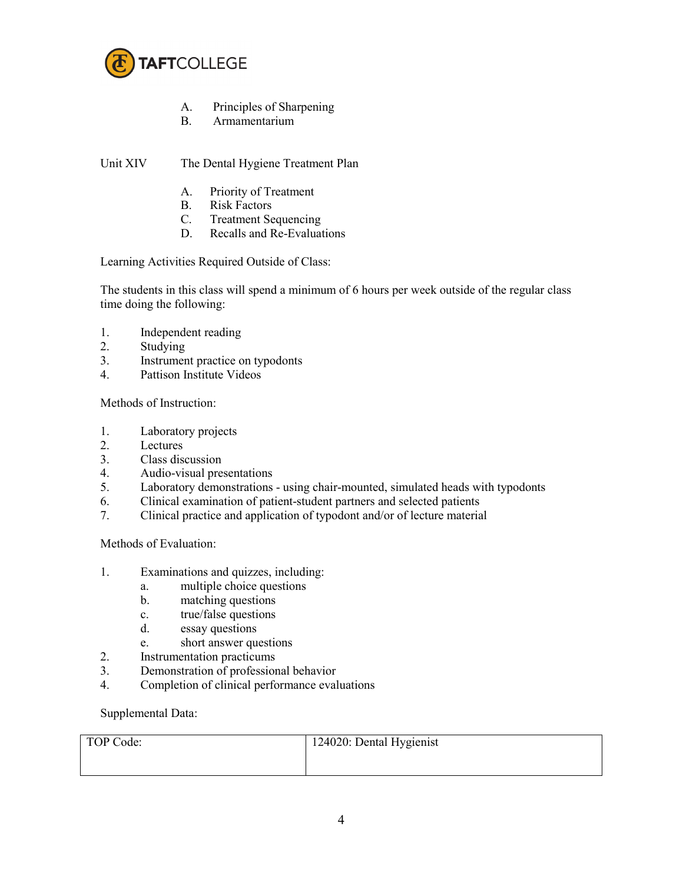A. Principles of Sharpening
B. Armamentarium

Unit XIV The Dental Hygiene Treatment Plan

A. Priority of Treatment
B. Risk Factors
C. Treatment Sequencing
D. Recalls and Re-Evaluations

Learning Activities Required Outside of Class:

The students in this class will spend a minimum of 6 hours per week outside of the regular class time doing the following:

1. Independent reading
2. Studying
3. Instrument practice on typodonts
4. Pattison Institute Videos

Methods of Instruction:

1. Laboratory projects
2. Lectures
3. Class discussion
4. Audio-visual presentations
5. Laboratory demonstrations - using chair-mounted, simulated heads with typodonts
6. Clinical examination of patient-student partners and selected patients
7. Clinical practice and application of typodont and/or of lecture material

Methods of Evaluation:

1. Examinations and quizzes, including:
   a. multiple choice questions
   b. matching questions
   c. true/false questions
   d. essay questions
   e. short answer questions
2. Instrumentation practicums
3. Demonstration of professional behavior
4. Completion of clinical performance evaluations

Supplemental Data:

| TOP Code: | 124020: Dental Hygienist |
|---|---|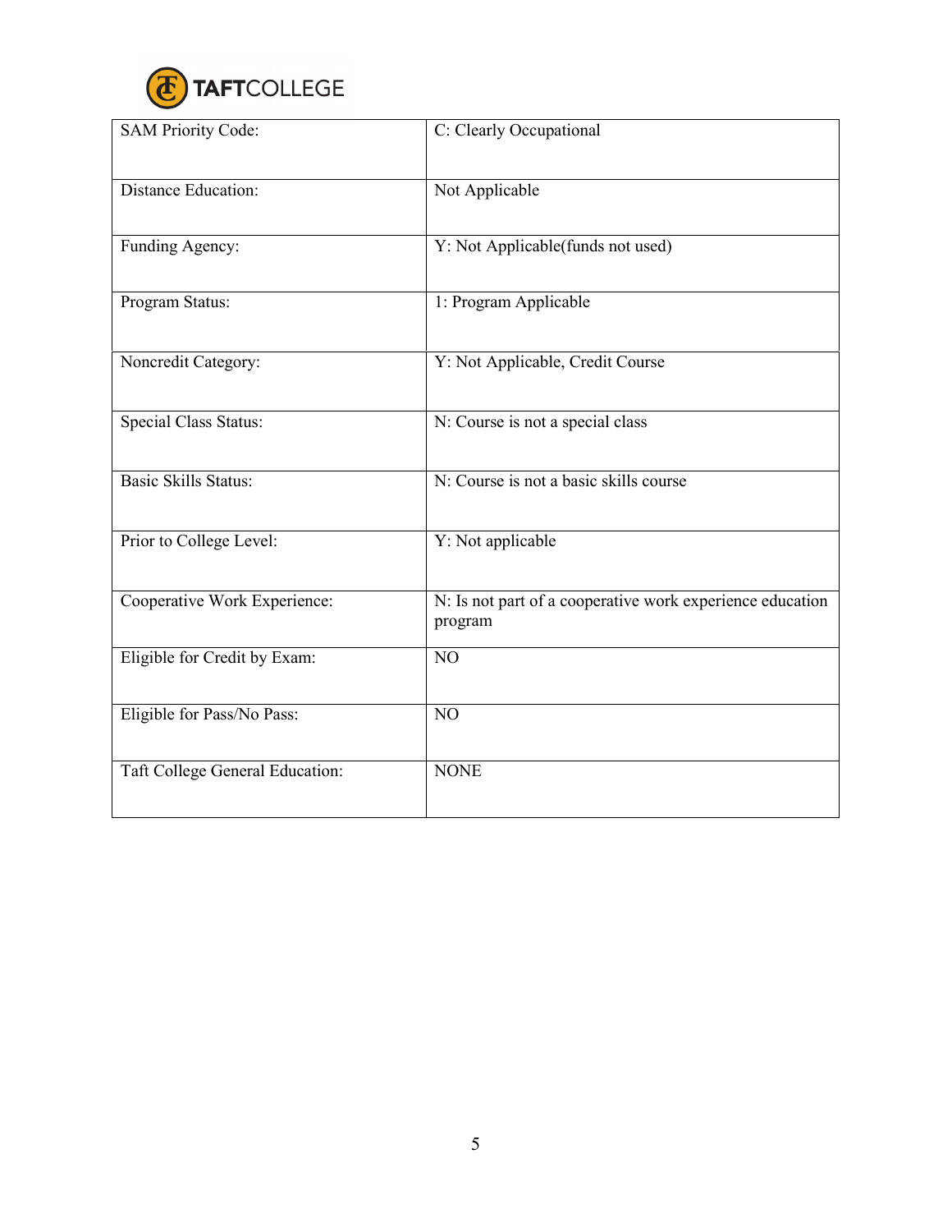| | |
|---|---|
| SAM Priority Code: | C: Clearly Occupational |
| Distance Education: | Not Applicable |
| Funding Agency: | Y: Not Applicable(funds not used) |
| Program Status: | 1: Program Applicable |
| Noncredit Category: | Y: Not Applicable, Credit Course |
| Special Class Status: | N: Course is not a special class |
| Basic Skills Status: | N: Course is not a basic skills course |
| Prior to College Level: | Y: Not applicable |
| Cooperative Work Experience: | N: Is not part of a cooperative work experience education program |
| Eligible for Credit by Exam: | NO |
| Eligible for Pass/No Pass: | NO |
| Taft College General Education: | NONE |